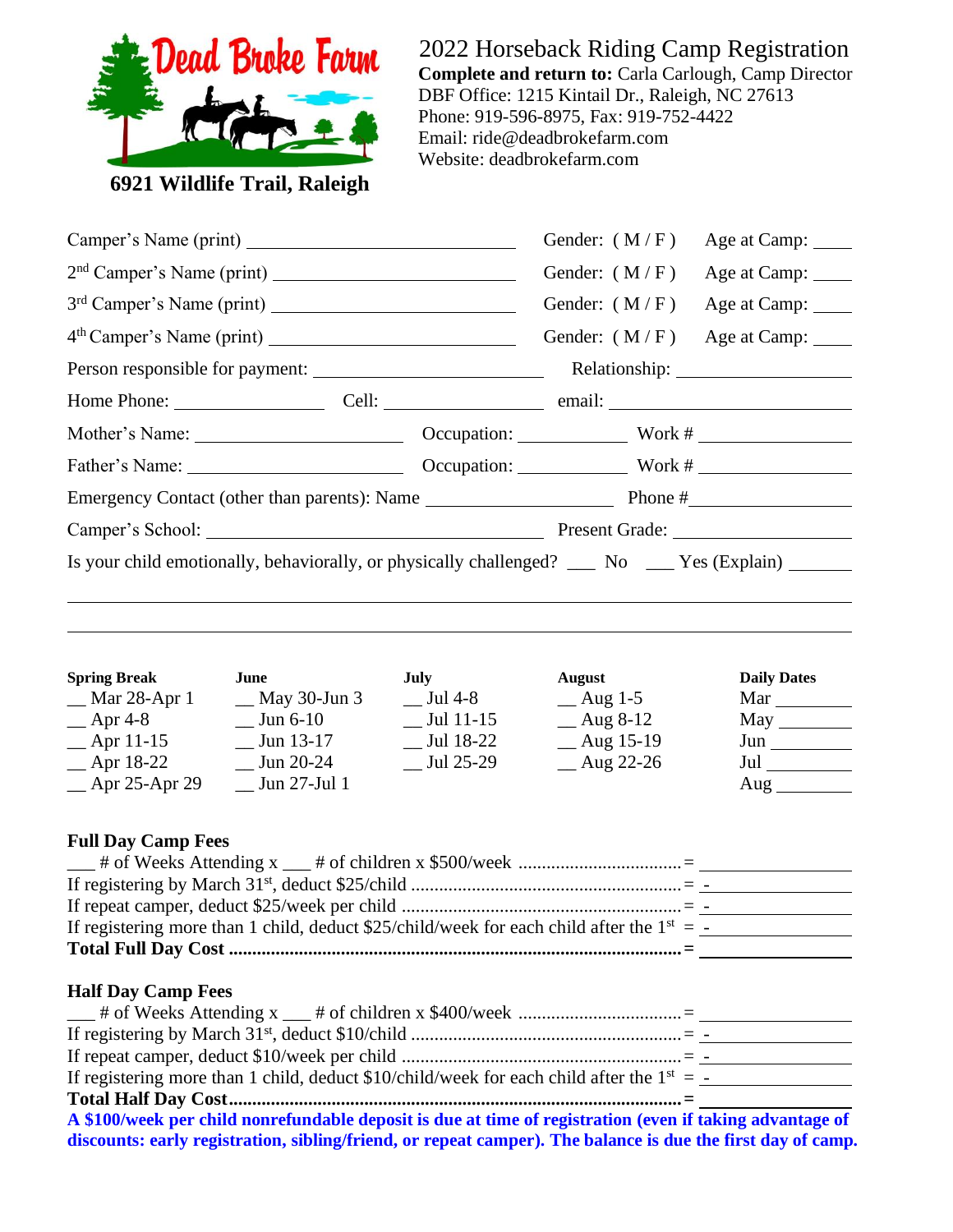**Dead Broke Farm**

**6921 Wildlife Trail, Raleigh**

# 2022 Horseback Riding Camp Registration

**Complete and return to:** Carla Carlough, Camp Director
DBF Office: 1215 Kintail Dr., Raleigh, NC 27613
Phone: 919-596-8975, Fax: 919-752-4422
Email: ride@deadbrokefarm.com
Website: deadbrokefarm.com

Camper's Name (print) ______________________ Gender: ( M / F ) Age at Camp: ____

2nd Camper's Name (print) ______________________ Gender: ( M / F ) Age at Camp: ____

3rd Camper's Name (print) ______________________ Gender: ( M / F ) Age at Camp: ____

4th Camper's Name (print) ______________________ Gender: ( M / F ) Age at Camp: ____

Person responsible for payment: ______________________ Relationship: ______________

Home Phone: ____________ Cell: ______________ email: ______________________

Mother's Name: __________________ Occupation: __________ Work # ______________

Father's Name: __________________ Occupation: __________ Work # ______________

Emergency Contact (other than parents): Name ________________ Phone #______________

Camper's School: ______________________________ Present Grade: ______________

Is your child emotionally, behaviorally, or physically challenged? ___ No ___ Yes (Explain) ______

______________________________________________________________________

______________________________________________________________________

| Spring Break | June | July | August | Daily Dates |
|---|---|---|---|---|
| __ Mar 28-Apr 1 | __ May 30-Jun 3 | __ Jul 4-8 | __ Aug 1-5 | Mar ________ |
| __ Apr 4-8 | __ Jun 6-10 | __ Jul 11-15 | __ Aug 8-12 | May ________ |
| __ Apr 11-15 | __ Jun 13-17 | __ Jul 18-22 | __ Aug 15-19 | Jun ________ |
| __ Apr 18-22 | __ Jun 20-24 | __ Jul 25-29 | __ Aug 22-26 | Jul ________ |
| __ Apr 25-Apr 29 | __ Jun 27-Jul 1 | | | Aug ________ |

**Full Day Camp Fees**

___ # of Weeks Attending x ___ # of children x $500/week .................................. = ______________

If registering by March 31st, deduct $25/child .......................................................... = - ______________

If repeat camper, deduct $25/week per child ............................................................ = - ______________

If registering more than 1 child, deduct $25/child/week for each child after the 1st = - ______________

**Total Full Day Cost ................................................................................................. = ______________**

**Half Day Camp Fees**

___ # of Weeks Attending x ___ # of children x $400/week .................................. = ______________

If registering by March 31st, deduct $10/child .......................................................... = - ______________

If repeat camper, deduct $10/week per child ............................................................ = - ______________

If registering more than 1 child, deduct $10/child/week for each child after the 1st = - ______________

**Total Half Day Cost................................................................................................. = ______________**

**A $100/week per child nonrefundable deposit is due at time of registration (even if taking advantage of discounts: early registration, sibling/friend, or repeat camper). The balance is due the first day of camp.**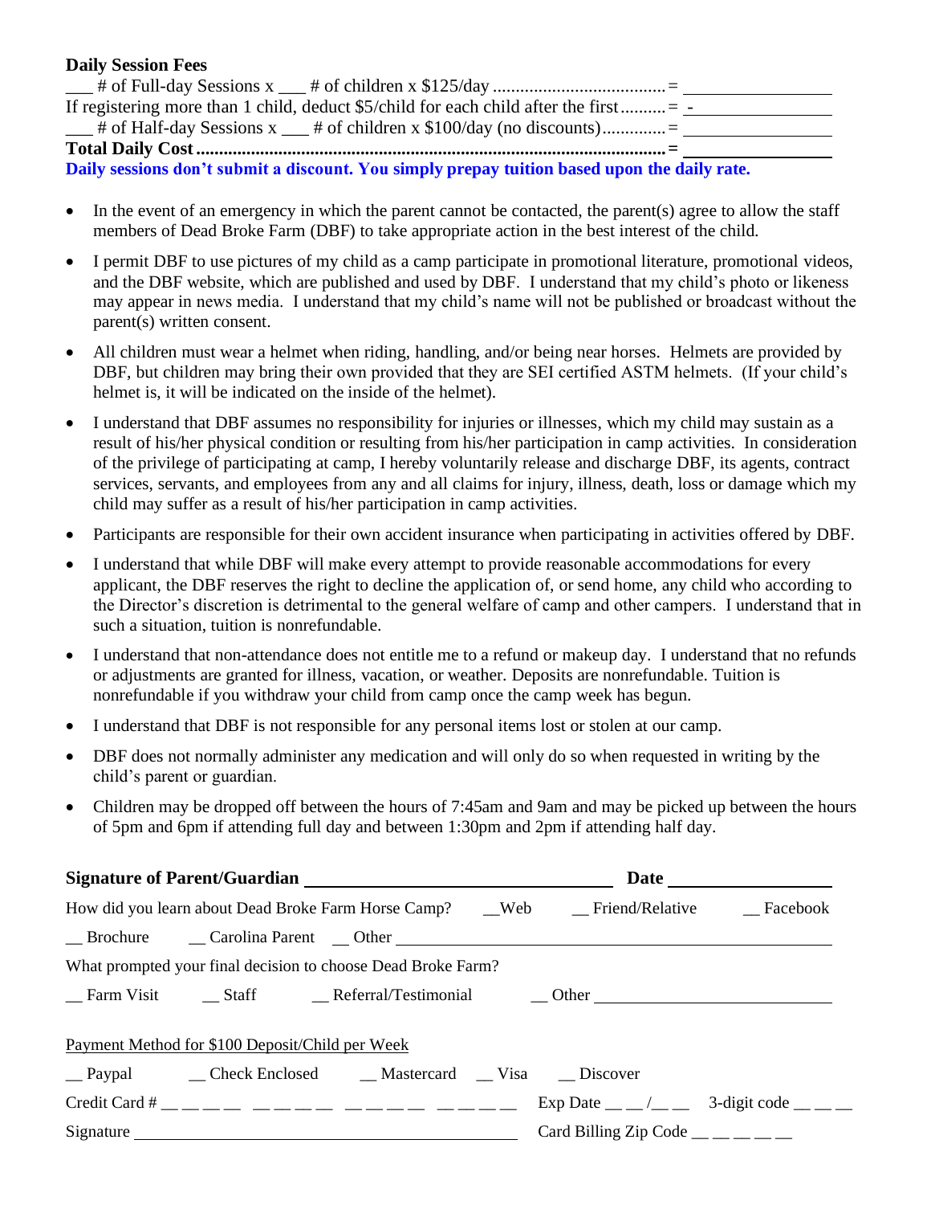**Daily Session Fees**

___ # of Full-day Sessions x ___ # of children x $125/day ...................................... = ________________

If registering more than 1 child, deduct $5/child for each child after the first.......... = -________________

___ # of Half-day Sessions x ___ # of children x $100/day (no discounts)............. = ________________

**Total Daily Cost** ...................................................................................................... = ________________

**Daily sessions don't submit a discount. You simply prepay tuition based upon the daily rate.**

- In the event of an emergency in which the parent cannot be contacted, the parent(s) agree to allow the staff members of Dead Broke Farm (DBF) to take appropriate action in the best interest of the child.
- I permit DBF to use pictures of my child as a camp participate in promotional literature, promotional videos, and the DBF website, which are published and used by DBF. I understand that my child's photo or likeness may appear in news media. I understand that my child's name will not be published or broadcast without the parent(s) written consent.
- All children must wear a helmet when riding, handling, and/or being near horses. Helmets are provided by DBF, but children may bring their own provided that they are SEI certified ASTM helmets. (If your child's helmet is, it will be indicated on the inside of the helmet).
- I understand that DBF assumes no responsibility for injuries or illnesses, which my child may sustain as a result of his/her physical condition or resulting from his/her participation in camp activities. In consideration of the privilege of participating at camp, I hereby voluntarily release and discharge DBF, its agents, contract services, servants, and employees from any and all claims for injury, illness, death, loss or damage which my child may suffer as a result of his/her participation in camp activities.
- Participants are responsible for their own accident insurance when participating in activities offered by DBF.
- I understand that while DBF will make every attempt to provide reasonable accommodations for every applicant, the DBF reserves the right to decline the application of, or send home, any child who according to the Director's discretion is detrimental to the general welfare of camp and other campers. I understand that in such a situation, tuition is nonrefundable.
- I understand that non-attendance does not entitle me to a refund or makeup day. I understand that no refunds or adjustments are granted for illness, vacation, or weather. Deposits are nonrefundable. Tuition is nonrefundable if you withdraw your child from camp once the camp week has begun.
- I understand that DBF is not responsible for any personal items lost or stolen at our camp.
- DBF does not normally administer any medication and will only do so when requested in writing by the child's parent or guardian.
- Children may be dropped off between the hours of 7:45am and 9am and may be picked up between the hours of 5pm and 6pm if attending full day and between 1:30pm and 2pm if attending half day.

**Signature of Parent/Guardian** ______________________________ **Date** ________________

How did you learn about Dead Broke Farm Horse Camp? __Web __ Friend/Relative __ Facebook

__ Brochure __ Carolina Parent __ Other ______________________________

What prompted your final decision to choose Dead Broke Farm?

__ Farm Visit __ Staff __ Referral/Testimonial __ Other ______________________

Payment Method for $100 Deposit/Child per Week

__ Paypal __ Check Enclosed __ Mastercard __ Visa __ Discover

Credit Card # __ __ __ __ __ __ __ __ __ __ __ __ __ __ __ __ Exp Date __ __ /__ __ 3-digit code __ __ __

Signature ______________________________ Card Billing Zip Code __ __ __ __ __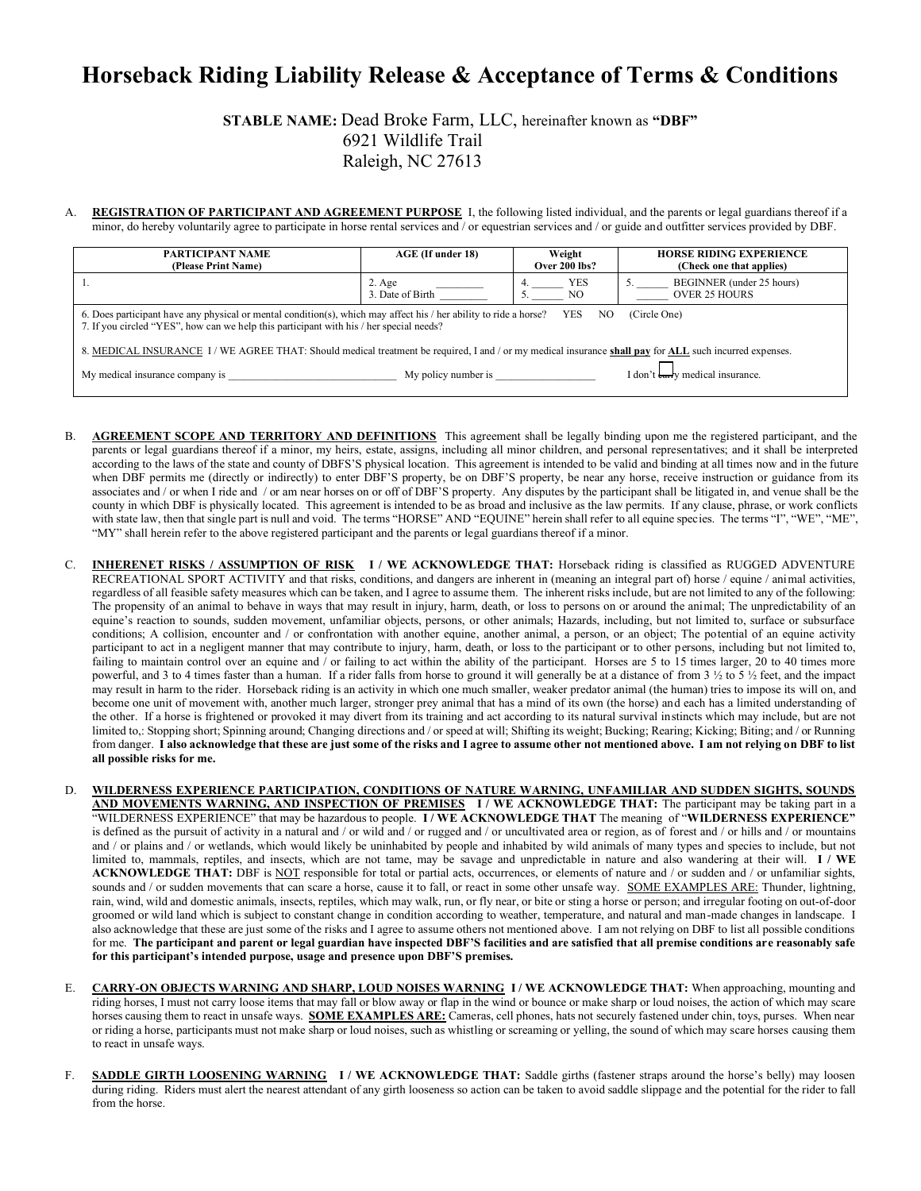# Horseback Riding Liability Release & Acceptance of Terms & Conditions

**STABLE NAME:** Dead Broke Farm, LLC, hereinafter known as **"DBF"**
6921 Wildlife Trail
Raleigh, NC 27613

A. **REGISTRATION OF PARTICIPANT AND AGREEMENT PURPOSE** I, the following listed individual, and the parents or legal guardians thereof if a minor, do hereby voluntarily agree to participate in horse rental services and / or equestrian services and / or guide and outfitter services provided by DBF.

| PARTICIPANT NAME (Please Print Name) | AGE (If under 18) | Weight Over 200 lbs? | HORSE RIDING EXPERIENCE (Check one that applies) |
|---|---|---|---|
| 1. | 2. Age _________<br>3. Date of Birth _________ | 4. ______ YES<br>5. ______ NO | 5. ______ BEGINNER (under 25 hours)<br>______ OVER 25 HOURS |

6. Does participant have any physical or mental condition(s), which may affect his / her ability to ride a horse? YES NO (Circle One)
7. If you circled "YES", how can we help this participant with his / her special needs?

8. MEDICAL INSURANCE I / WE AGREE THAT: Should medical treatment be required, I and / or my medical insurance **shall pay** for **ALL** such incurred expenses.

My medical insurance company is ______________________________ My policy number is __________________ I don't ☐ carry medical insurance.

B. **AGREEMENT SCOPE AND TERRITORY AND DEFINITIONS** This agreement shall be legally binding upon me the registered participant, and the parents or legal guardians thereof if a minor, my heirs, estate, assigns, including all minor children, and personal representatives; and it shall be interpreted according to the laws of the state and county of DBFS'S physical location. This agreement is intended to be valid and binding at all times now and in the future when DBF permits me (directly or indirectly) to enter DBF'S property, be on DBF'S property, be near any horse, receive instruction or guidance from its associates and / or when I ride and / or am near horses on or off of DBF'S property. Any disputes by the participant shall be litigated in, and venue shall be the county in which DBF is physically located. This agreement is intended to be as broad and inclusive as the law permits. If any clause, phrase, or work conflicts with state law, then that single part is null and void. The terms "HORSE" AND "EQUINE" herein shall refer to all equine species. The terms "I", "WE", "ME", "MY" shall herein refer to the above registered participant and the parents or legal guardians thereof if a minor.

C. **INHERENET RISKS / ASSUMPTION OF RISK** **I / WE ACKNOWLEDGE THAT:** Horseback riding is classified as RUGGED ADVENTURE RECREATIONAL SPORT ACTIVITY and that risks, conditions, and dangers are inherent in (meaning an integral part of) horse / equine / animal activities, regardless of all feasible safety measures which can be taken, and I agree to assume them. The inherent risks include, but are not limited to any of the following: The propensity of an animal to behave in ways that may result in injury, harm, death, or loss to persons on or around the animal; The unpredictability of an equine's reaction to sounds, sudden movement, unfamiliar objects, persons, or other animals; Hazards, including, but not limited to, surface or subsurface conditions; A collision, encounter and / or confrontation with another equine, another animal, a person, or an object; The potential of an equine activity participant to act in a negligent manner that may contribute to injury, harm, death, or loss to the participant or to other persons, including but not limited to, failing to maintain control over an equine and / or failing to act within the ability of the participant. Horses are 5 to 15 times larger, 20 to 40 times more powerful, and 3 to 4 times faster than a human. If a rider falls from horse to ground it will generally be at a distance of from 3 ½ to 5 ½ feet, and the impact may result in harm to the rider. Horseback riding is an activity in which one much smaller, weaker predator animal (the human) tries to impose its will on, and become one unit of movement with, another much larger, stronger prey animal that has a mind of its own (the horse) and each has a limited understanding of the other. If a horse is frightened or provoked it may divert from its training and act according to its natural survival instincts which may include, but are not limited to,: Stopping short; Spinning around; Changing directions and / or speed at will; Shifting its weight; Bucking; Rearing; Kicking; Biting; and / or Running from danger. **I also acknowledge that these are just some of the risks and I agree to assume other not mentioned above. I am not relying on DBF to list all possible risks for me.**

D. **WILDERNESS EXPERIENCE PARTICIPATION, CONDITIONS OF NATURE WARNING, UNFAMILIAR AND SUDDEN SIGHTS, SOUNDS AND MOVEMENTS WARNING, AND INSPECTION OF PREMISES** **I / WE ACKNOWLEDGE THAT:** The participant may be taking part in a "WILDERNESS EXPERIENCE" that may be hazardous to people. **I / WE ACKNOWLEDGE THAT** The meaning of "**WILDERNESS EXPERIENCE"** is defined as the pursuit of activity in a natural and / or wild and / or rugged and / or uncultivated area or region, as of forest and / or hills and / or mountains and / or plains and / or wetlands, which would likely be uninhabited by people and inhabited by wild animals of many types and species to include, but not limited to, mammals, reptiles, and insects, which are not tame, may be savage and unpredictable in nature and also wandering at their will. **I / WE ACKNOWLEDGE THAT:** DBF is NOT responsible for total or partial acts, occurrences, or elements of nature and / or sudden and / or unfamiliar sights, sounds and / or sudden movements that can scare a horse, cause it to fall, or react in some other unsafe way. SOME EXAMPLES ARE: Thunder, lightning, rain, wind, wild and domestic animals, insects, reptiles, which may walk, run, or fly near, or bite or sting a horse or person; and irregular footing on out-of-door groomed or wild land which is subject to constant change in condition according to weather, temperature, and natural and man-made changes in landscape. I also acknowledge that these are just some of the risks and I agree to assume others not mentioned above. I am not relying on DBF to list all possible conditions for me. **The participant and parent or legal guardian have inspected DBF'S facilities and are satisfied that all premise conditions are reasonably safe for this participant's intended purpose, usage and presence upon DBF'S premises.**

E. **CARRY-ON OBJECTS WARNING AND SHARP, LOUD NOISES WARNING** **I / WE ACKNOWLEDGE THAT:** When approaching, mounting and riding horses, I must not carry loose items that may fall or blow away or flap in the wind or bounce or make sharp or loud noises, the action of which may scare horses causing them to react in unsafe ways. **SOME EXAMPLES ARE:** Cameras, cell phones, hats not securely fastened under chin, toys, purses. When near or riding a horse, participants must not make sharp or loud noises, such as whistling or screaming or yelling, the sound of which may scare horses causing them to react in unsafe ways.

F. **SADDLE GIRTH LOOSENING WARNING** **I / WE ACKNOWLEDGE THAT:** Saddle girths (fastener straps around the horse's belly) may loosen during riding. Riders must alert the nearest attendant of any girth looseness so action can be taken to avoid saddle slippage and the potential for the rider to fall from the horse.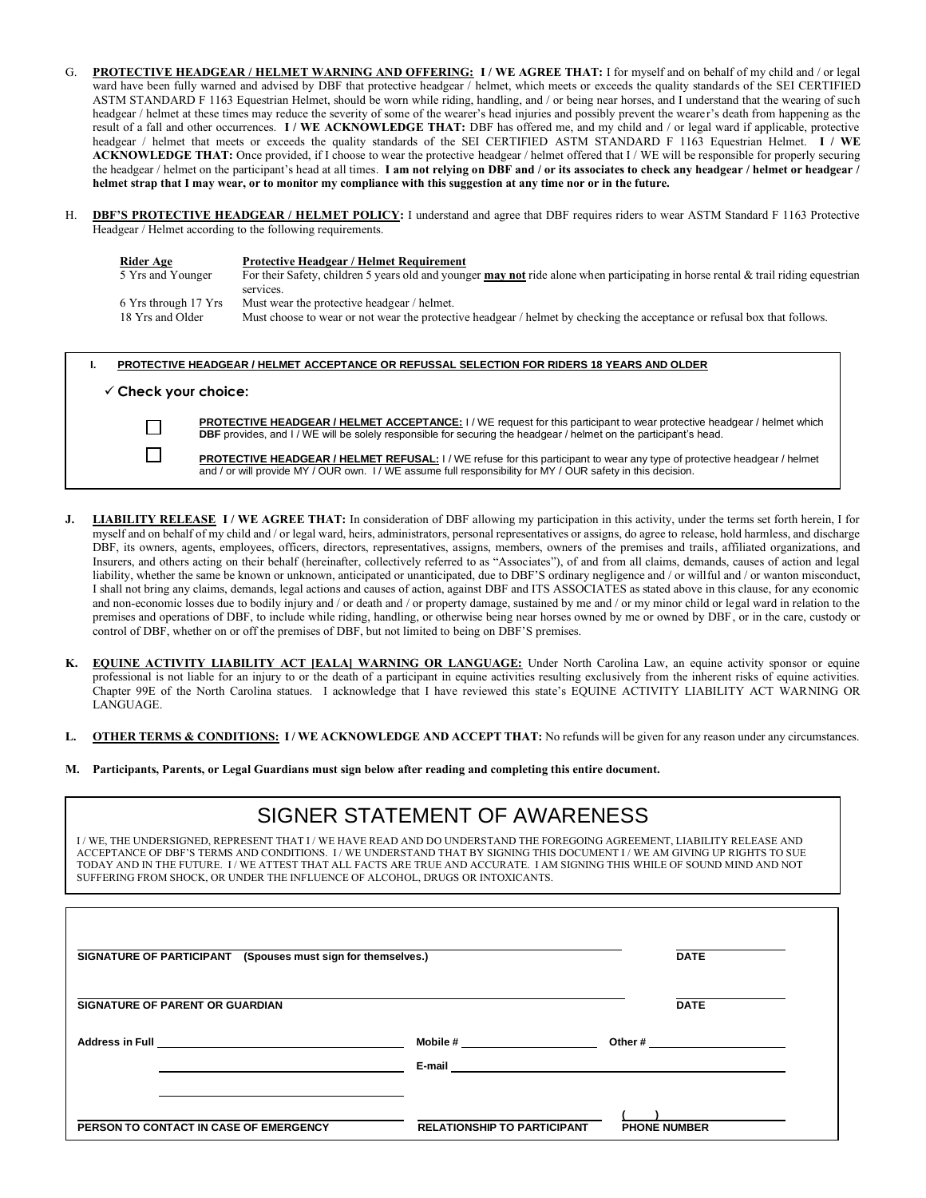G. **PROTECTIVE HEADGEAR / HELMET WARNING AND OFFERING:** **I / WE AGREE THAT:** I for myself and on behalf of my child and / or legal ward have been fully warned and advised by DBF that protective headgear / helmet, which meets or exceeds the quality standards of the SEI CERTIFIED ASTM STANDARD F 1163 Equestrian Helmet, should be worn while riding, handling, and / or being near horses, and I understand that the wearing of such headgear / helmet at these times may reduce the severity of some of the wearer's head injuries and possibly prevent the wearer's death from happening as the result of a fall and other occurrences. **I / WE ACKNOWLEDGE THAT:** DBF has offered me, and my child and / or legal ward if applicable, protective headgear / helmet that meets or exceeds the quality standards of the SEI CERTIFIED ASTM STANDARD F 1163 Equestrian Helmet. **I / WE ACKNOWLEDGE THAT:** Once provided, if I choose to wear the protective headgear / helmet offered that I / WE will be responsible for properly securing the headgear / helmet on the participant's head at all times. **I am not relying on DBF and / or its associates to check any headgear / helmet or headgear / helmet strap that I may wear, or to monitor my compliance with this suggestion at any time nor or in the future.**

H. **DBF'S PROTECTIVE HEADGEAR / HELMET POLICY:** I understand and agree that DBF requires riders to wear ASTM Standard F 1163 Protective Headgear / Helmet according to the following requirements.

| Rider Age | Protective Headgear / Helmet Requirement |
|---|---|
| 5 Yrs and Younger | For their Safety, children 5 years old and younger **may not** ride alone when participating in horse rental & trail riding equestrian services. |
| 6 Yrs through 17 Yrs | Must wear the protective headgear / helmet. |
| 18 Yrs and Older | Must choose to wear or not wear the protective headgear / helmet by checking the acceptance or refusal box that follows. |

**I. PROTECTIVE HEADGEAR / HELMET ACCEPTANCE OR REFUSSAL SELECTION FOR RIDERS 18 YEARS AND OLDER**

✓ **Check your choice:**

☐ **PROTECTIVE HEADGEAR / HELMET ACCEPTANCE:** I / WE request for this participant to wear protective headgear / helmet which **DBF** provides, and I / WE will be solely responsible for securing the headgear / helmet on the participant's head.

☐ **PROTECTIVE HEADGEAR / HELMET REFUSAL:** I / WE refuse for this participant to wear any type of protective headgear / helmet and / or will provide MY / OUR own. I / WE assume full responsibility for MY / OUR safety in this decision.

**J. LIABILITY RELEASE I / WE AGREE THAT:** In consideration of DBF allowing my participation in this activity, under the terms set forth herein, I for myself and on behalf of my child and / or legal ward, heirs, administrators, personal representatives or assigns, do agree to release, hold harmless, and discharge DBF, its owners, agents, employees, officers, directors, representatives, assigns, members, owners of the premises and trails, affiliated organizations, and Insurers, and others acting on their behalf (hereinafter, collectively referred to as "Associates"), of and from all claims, demands, causes of action and legal liability, whether the same be known or unknown, anticipated or unanticipated, due to DBF'S ordinary negligence and / or willful and / or wanton misconduct, I shall not bring any claims, demands, legal actions and causes of action, against DBF and ITS ASSOCIATES as stated above in this clause, for any economic and non-economic losses due to bodily injury and / or death and / or property damage, sustained by me and / or my minor child or legal ward in relation to the premises and operations of DBF, to include while riding, handling, or otherwise being near horses owned by me or owned by DBF, or in the care, custody or control of DBF, whether on or off the premises of DBF, but not limited to being on DBF'S premises.

**K. EQUINE ACTIVITY LIABILITY ACT [EALA] WARNING OR LANGUAGE:** Under North Carolina Law, an equine activity sponsor or equine professional is not liable for an injury to or the death of a participant in equine activities resulting exclusively from the inherent risks of equine activities. Chapter 99E of the North Carolina statues. I acknowledge that I have reviewed this state's EQUINE ACTIVITY LIABILITY ACT WARNING OR LANGUAGE.

**L. OTHER TERMS & CONDITIONS: I / WE ACKNOWLEDGE AND ACCEPT THAT:** No refunds will be given for any reason under any circumstances.

**M. Participants, Parents, or Legal Guardians must sign below after reading and completing this entire document.**

## SIGNER STATEMENT OF AWARENESS

I / WE, THE UNDERSIGNED, REPRESENT THAT I / WE HAVE READ AND DO UNDERSTAND THE FOREGOING AGREEMENT, LIABILITY RELEASE AND ACCEPTANCE OF DBF'S TERMS AND CONDITIONS. I / WE UNDERSTAND THAT BY SIGNING THIS DOCUMENT I / WE AM GIVING UP RIGHTS TO SUE TODAY AND IN THE FUTURE. I / WE ATTEST THAT ALL FACTS ARE TRUE AND ACCURATE. I AM SIGNING THIS WHILE OF SOUND MIND AND NOT SUFFERING FROM SHOCK, OR UNDER THE INFLUENCE OF ALCOHOL, DRUGS OR INTOXICANTS.

______________________________________________ ____________
**SIGNATURE OF PARTICIPANT (Spouses must sign for themselves.)** **DATE**

______________________________________________ ____________
**SIGNATURE OF PARENT OR GUARDIAN** **DATE**

**Address in Full** ______________________ **Mobile #** ______________ **Other #** ______________

______________________ **E-mail** ______________________________

______________________

______________________ ______________________ ( ) ______________
**PERSON TO CONTACT IN CASE OF EMERGENCY** **RELATIONSHIP TO PARTICIPANT** **PHONE NUMBER**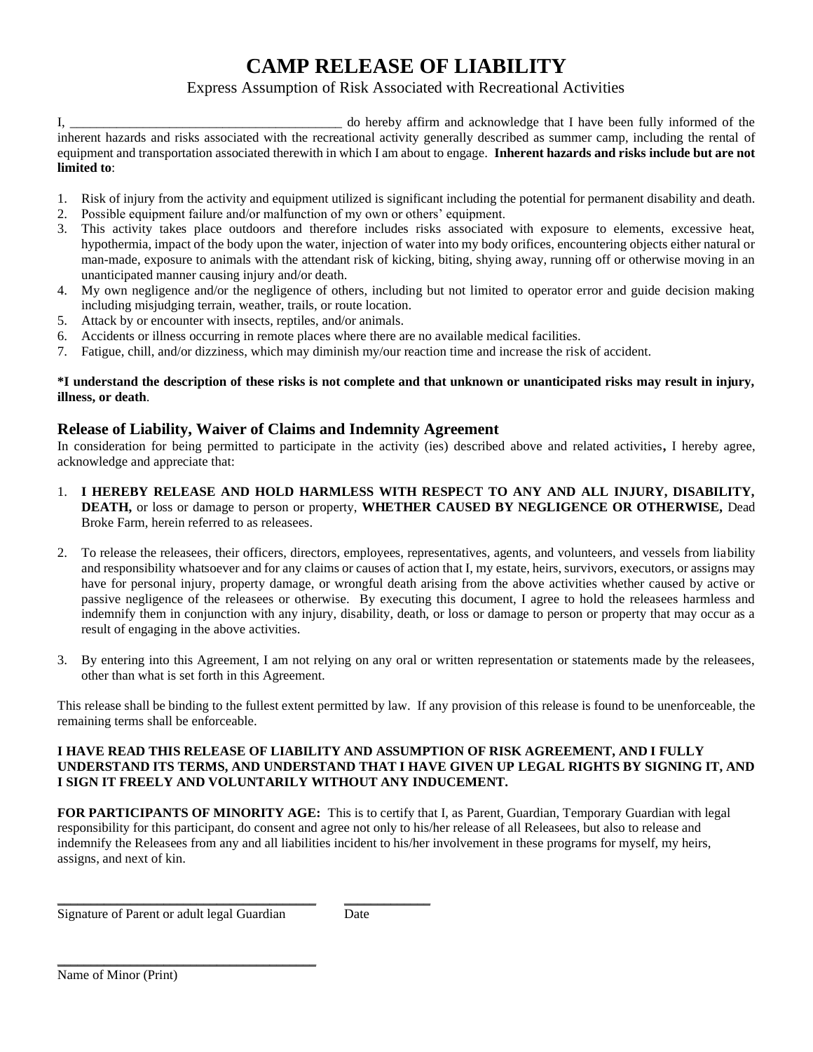# CAMP RELEASE OF LIABILITY

Express Assumption of Risk Associated with Recreational Activities

I, ________________________________________ do hereby affirm and acknowledge that I have been fully informed of the inherent hazards and risks associated with the recreational activity generally described as summer camp, including the rental of equipment and transportation associated therewith in which I am about to engage. **Inherent hazards and risks include but are not limited to**:

1. Risk of injury from the activity and equipment utilized is significant including the potential for permanent disability and death.
2. Possible equipment failure and/or malfunction of my own or others' equipment.
3. This activity takes place outdoors and therefore includes risks associated with exposure to elements, excessive heat, hypothermia, impact of the body upon the water, injection of water into my body orifices, encountering objects either natural or man-made, exposure to animals with the attendant risk of kicking, biting, shying away, running off or otherwise moving in an unanticipated manner causing injury and/or death.
4. My own negligence and/or the negligence of others, including but not limited to operator error and guide decision making including misjudging terrain, weather, trails, or route location.
5. Attack by or encounter with insects, reptiles, and/or animals.
6. Accidents or illness occurring in remote places where there are no available medical facilities.
7. Fatigue, chill, and/or dizziness, which may diminish my/our reaction time and increase the risk of accident.

**\*I understand the description of these risks is not complete and that unknown or unanticipated risks may result in injury, illness, or death**.

## Release of Liability, Waiver of Claims and Indemnity Agreement

In consideration for being permitted to participate in the activity (ies) described above and related activities**,** I hereby agree, acknowledge and appreciate that:

1. **I HEREBY RELEASE AND HOLD HARMLESS WITH RESPECT TO ANY AND ALL INJURY, DISABILITY, DEATH,** or loss or damage to person or property, **WHETHER CAUSED BY NEGLIGENCE OR OTHERWISE,** Dead Broke Farm, herein referred to as releasees.

2. To release the releasees, their officers, directors, employees, representatives, agents, and volunteers, and vessels from liability and responsibility whatsoever and for any claims or causes of action that I, my estate, heirs, survivors, executors, or assigns may have for personal injury, property damage, or wrongful death arising from the above activities whether caused by active or passive negligence of the releasees or otherwise. By executing this document, I agree to hold the releasees harmless and indemnify them in conjunction with any injury, disability, death, or loss or damage to person or property that may occur as a result of engaging in the above activities.

3. By entering into this Agreement, I am not relying on any oral or written representation or statements made by the releasees, other than what is set forth in this Agreement.

This release shall be binding to the fullest extent permitted by law. If any provision of this release is found to be unenforceable, the remaining terms shall be enforceable.

**I HAVE READ THIS RELEASE OF LIABILITY AND ASSUMPTION OF RISK AGREEMENT, AND I FULLY UNDERSTAND ITS TERMS, AND UNDERSTAND THAT I HAVE GIVEN UP LEGAL RIGHTS BY SIGNING IT, AND I SIGN IT FREELY AND VOLUNTARILY WITHOUT ANY INDUCEMENT.**

**FOR PARTICIPANTS OF MINORITY AGE:** This is to certify that I, as Parent, Guardian, Temporary Guardian with legal responsibility for this participant, do consent and agree not only to his/her release of all Releasees, but also to release and indemnify the Releasees from any and all liabilities incident to his/her involvement in these programs for myself, my heirs, assigns, and next of kin.

______________________________________ ____________

Signature of Parent or adult legal Guardian Date

______________________________________

Name of Minor (Print)